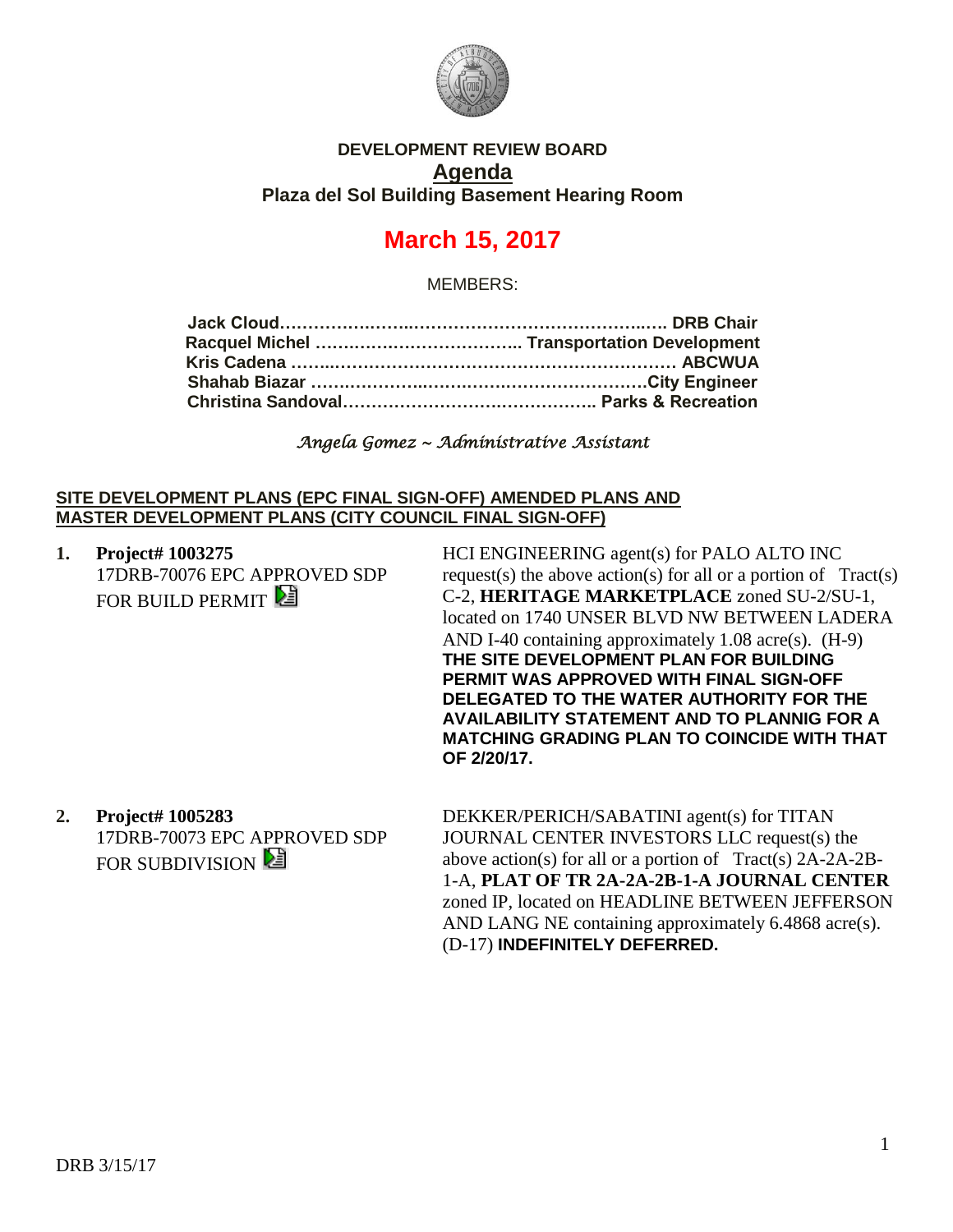**DEVELOPMENT REVIEW BOARD**

# Agenda

**Plaza del Sol Building Basement Hearing Room**

## March 15, 2017

MEMBERS:

**Jack Cloud……………………………………………………… DRB Chair**
**Racquel Michel ……………………………. Transportation Development**
**Kris Cadena ………………………………………………………… ABCWUA**
**Shahab Biazar ……………………………………………………City Engineer**
**Christina Sandoval……………………………………….. Parks & Recreation**

*Angela Gomez ~ Administrative Assistant*

**SITE DEVELOPMENT PLANS (EPC FINAL SIGN-OFF) AMENDED PLANS AND MASTER DEVELOPMENT PLANS (CITY COUNCIL FINAL SIGN-OFF)**

1. **Project# 1003275**
   17DRB-70076 EPC APPROVED SDP FOR BUILD PERMIT

   HCI ENGINEERING agent(s) for PALO ALTO INC request(s) the above action(s) for all or a portion of Tract(s) C-2, **HERITAGE MARKETPLACE** zoned SU-2/SU-1, located on 1740 UNSER BLVD NW BETWEEN LADERA AND I-40 containing approximately 1.08 acre(s). (H-9) **THE SITE DEVELOPMENT PLAN FOR BUILDING PERMIT WAS APPROVED WITH FINAL SIGN-OFF DELEGATED TO THE WATER AUTHORITY FOR THE AVAILABILITY STATEMENT AND TO PLANNIG FOR A MATCHING GRADING PLAN TO COINCIDE WITH THAT OF 2/20/17.**

2. **Project# 1005283**
   17DRB-70073 EPC APPROVED SDP FOR SUBDIVISION

   DEKKER/PERICH/SABATINI agent(s) for TITAN JOURNAL CENTER INVESTORS LLC request(s) the above action(s) for all or a portion of Tract(s) 2A-2A-2B-1-A, **PLAT OF TR 2A-2A-2B-1-A JOURNAL CENTER** zoned IP, located on HEADLINE BETWEEN JEFFERSON AND LANG NE containing approximately 6.4868 acre(s). (D-17) **INDEFINITELY DEFERRED.**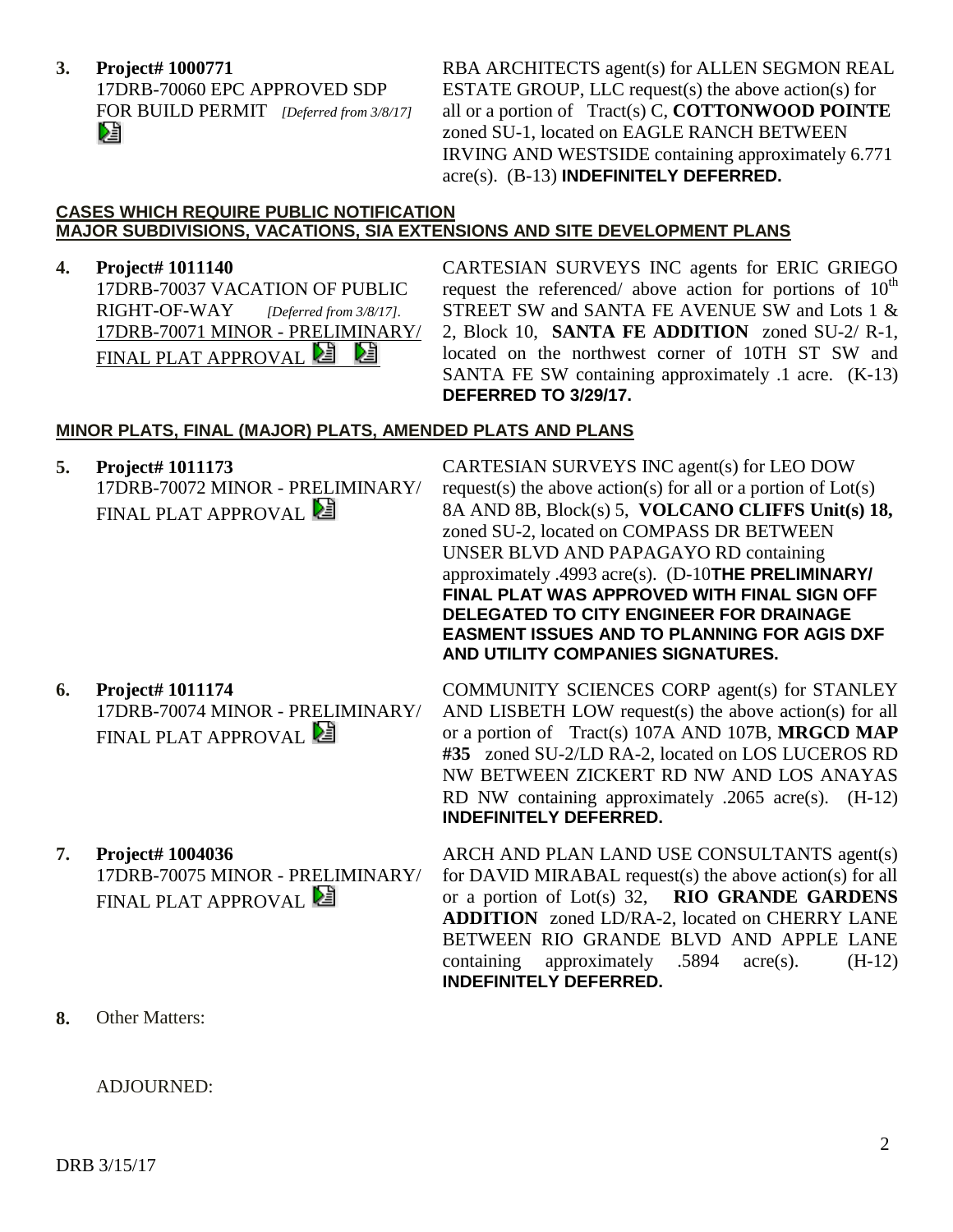**3. Project# 1000771**
17DRB-70060 EPC APPROVED SDP FOR BUILD PERMIT *[Deferred from 3/8/17]*

RBA ARCHITECTS agent(s) for ALLEN SEGMON REAL ESTATE GROUP, LLC request(s) the above action(s) for all or a portion of Tract(s) C, **COTTONWOOD POINTE** zoned SU-1, located on EAGLE RANCH BETWEEN IRVING AND WESTSIDE containing approximately 6.771 acre(s). (B-13) **INDEFINITELY DEFERRED.**

**CASES WHICH REQUIRE PUBLIC NOTIFICATION**
**MAJOR SUBDIVISIONS, VACATIONS, SIA EXTENSIONS AND SITE DEVELOPMENT PLANS**

**4. Project# 1011140**
17DRB-70037 VACATION OF PUBLIC RIGHT-OF-WAY *[Deferred from 3/8/17]*.
17DRB-70071 MINOR - PRELIMINARY/ FINAL PLAT APPROVAL

CARTESIAN SURVEYS INC agents for ERIC GRIEGO request the referenced/ above action for portions of 10th STREET SW and SANTA FE AVENUE SW and Lots 1 & 2, Block 10, **SANTA FE ADDITION** zoned SU-2/ R-1, located on the northwest corner of 10TH ST SW and SANTA FE SW containing approximately .1 acre. (K-13) **DEFERRED TO 3/29/17.**

**MINOR PLATS, FINAL (MAJOR) PLATS, AMENDED PLATS AND PLANS**

**5. Project# 1011173**
17DRB-70072 MINOR - PRELIMINARY/ FINAL PLAT APPROVAL

CARTESIAN SURVEYS INC agent(s) for LEO DOW request(s) the above action(s) for all or a portion of Lot(s) 8A AND 8B, Block(s) 5, **VOLCANO CLIFFS Unit(s) 18,** zoned SU-2, located on COMPASS DR BETWEEN UNSER BLVD AND PAPAGAYO RD containing approximately .4993 acre(s). (D-10**THE PRELIMINARY/ FINAL PLAT WAS APPROVED WITH FINAL SIGN OFF DELEGATED TO CITY ENGINEER FOR DRAINAGE EASMENT ISSUES AND TO PLANNING FOR AGIS DXF AND UTILITY COMPANIES SIGNATURES.**

**6. Project# 1011174**
17DRB-70074 MINOR - PRELIMINARY/ FINAL PLAT APPROVAL

COMMUNITY SCIENCES CORP agent(s) for STANLEY AND LISBETH LOW request(s) the above action(s) for all or a portion of Tract(s) 107A AND 107B, **MRGCD MAP #35** zoned SU-2/LD RA-2, located on LOS LUCEROS RD NW BETWEEN ZICKERT RD NW AND LOS ANAYAS RD NW containing approximately .2065 acre(s). (H-12) **INDEFINITELY DEFERRED.**

**7. Project# 1004036**
17DRB-70075 MINOR - PRELIMINARY/ FINAL PLAT APPROVAL

ARCH AND PLAN LAND USE CONSULTANTS agent(s) for DAVID MIRABAL request(s) the above action(s) for all or a portion of Lot(s) 32, **RIO GRANDE GARDENS ADDITION** zoned LD/RA-2, located on CHERRY LANE BETWEEN RIO GRANDE BLVD AND APPLE LANE containing approximately .5894 acre(s). (H-12) **INDEFINITELY DEFERRED.**

**8.** Other Matters:

ADJOURNED:

DRB 3/15/17